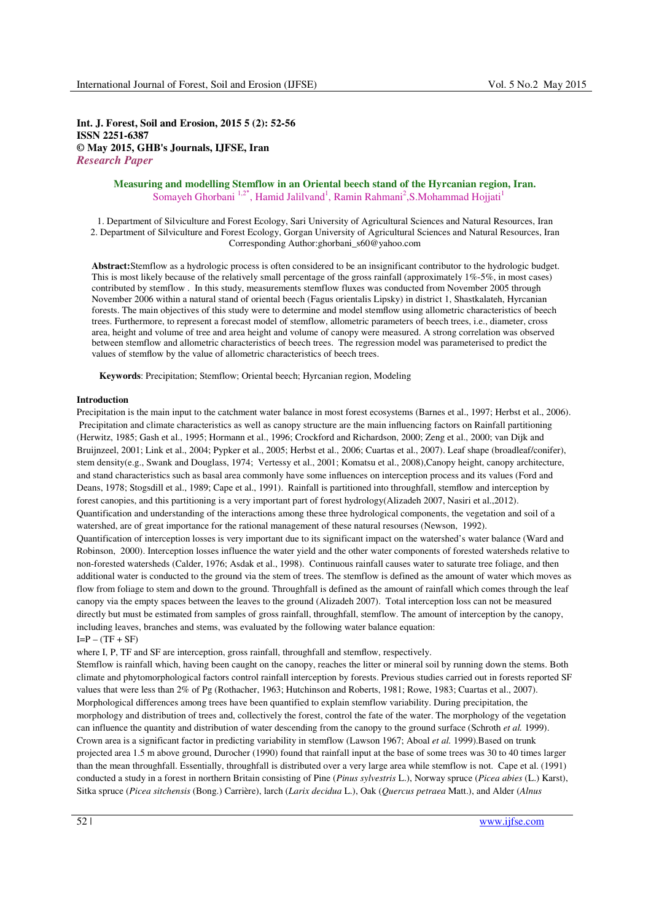**Int. J. Forest, Soil and Erosion, 2015 5 (2): 52-56**
**ISSN 2251-6387**
**© May 2015, GHB's Journals, IJFSE, Iran**
***Research Paper***

# Measuring and modelling Stemflow in an Oriental beech stand of the Hyrcanian region, Iran.

Somayeh Ghorbani [1,2*], Hamid Jalilvand[1], Ramin Rahmani[2], S.Mohammad Hojjati[1]

1. Department of Silviculture and Forest Ecology, Sari University of Agricultural Sciences and Natural Resources, Iran
2. Department of Silviculture and Forest Ecology, Gorgan University of Agricultural Sciences and Natural Resources, Iran

Corresponding Author:ghorbani_s60@yahoo.com

**Abstract:**Stemflow as a hydrologic process is often considered to be an insignificant contributor to the hydrologic budget. This is most likely because of the relatively small percentage of the gross rainfall (approximately 1%-5%, in most cases) contributed by stemflow . In this study, measurements stemflow fluxes was conducted from November 2005 through November 2006 within a natural stand of oriental beech (Fagus orientalis Lipsky) in district 1, Shastkalateh, Hyrcanian forests. The main objectives of this study were to determine and model stemflow using allometric characteristics of beech trees. Furthermore, to represent a forecast model of stemflow, allometric parameters of beech trees, i.e., diameter, cross area, height and volume of tree and area height and volume of canopy were measured. A strong correlation was observed between stemflow and allometric characteristics of beech trees. The regression model was parameterised to predict the values of stemflow by the value of allometric characteristics of beech trees.

**Keywords**: Precipitation; Stemflow; Oriental beech; Hyrcanian region, Modeling

## Introduction

Precipitation is the main input to the catchment water balance in most forest ecosystems (Barnes et al., 1997; Herbst et al., 2006). Precipitation and climate characteristics as well as canopy structure are the main influencing factors on Rainfall partitioning (Herwitz, 1985; Gash et al., 1995; Hormann et al., 1996; Crockford and Richardson, 2000; Zeng et al., 2000; van Dijk and Bruijnzeel, 2001; Link et al., 2004; Pypker et al., 2005; Herbst et al., 2006; Cuartas et al., 2007). Leaf shape (broadleaf/conifer), stem density(e.g., Swank and Douglass, 1974; Vertessy et al., 2001; Komatsu et al., 2008),Canopy height, canopy architecture, and stand characteristics such as basal area commonly have some influences on interception process and its values (Ford and Deans, 1978; Stogsdill et al., 1989; Cape et al., 1991). Rainfall is partitioned into throughfall, stemflow and interception by forest canopies, and this partitioning is a very important part of forest hydrology(Alizadeh 2007, Nasiri et al.,2012). Quantification and understanding of the interactions among these three hydrological components, the vegetation and soil of a watershed, are of great importance for the rational management of these natural resourses (Newson, 1992).

Quantification of interception losses is very important due to its significant impact on the watershed's water balance (Ward and Robinson, 2000). Interception losses influence the water yield and the other water components of forested watersheds relative to non-forested watersheds (Calder, 1976; Asdak et al., 1998). Continuous rainfall causes water to saturate tree foliage, and then additional water is conducted to the ground via the stem of trees. The stemflow is defined as the amount of water which moves as flow from foliage to stem and down to the ground. Throughfall is defined as the amount of rainfall which comes through the leaf canopy via the empty spaces between the leaves to the ground (Alizadeh 2007). Total interception loss can not be measured directly but must be estimated from samples of gross rainfall, throughfall, stemflow. The amount of interception by the canopy, including leaves, branches and stems, was evaluated by the following water balance equation:

$I=P-(TF+SF)$

where I, P, TF and SF are interception, gross rainfall, throughfall and stemflow, respectively.

Stemflow is rainfall which, having been caught on the canopy, reaches the litter or mineral soil by running down the stems. Both climate and phytomorphological factors control rainfall interception by forests. Previous studies carried out in forests reported SF values that were less than 2% of Pg (Rothacher, 1963; Hutchinson and Roberts, 1981; Rowe, 1983; Cuartas et al., 2007). Morphological differences among trees have been quantified to explain stemflow variability. During precipitation, the morphology and distribution of trees and, collectively the forest, control the fate of the water. The morphology of the vegetation can influence the quantity and distribution of water descending from the canopy to the ground surface (Schroth *et al.* 1999). Crown area is a significant factor in predicting variability in stemflow (Lawson 1967; Aboal *et al.* 1999).Based on trunk projected area 1.5 m above ground, Durocher (1990) found that rainfall input at the base of some trees was 30 to 40 times larger than the mean throughfall. Essentially, throughfall is distributed over a very large area while stemflow is not. Cape et al. (1991) conducted a study in a forest in northern Britain consisting of Pine (*Pinus sylvestris* L.), Norway spruce (*Picea abies* (L.) Karst), Sitka spruce (*Picea sitchensis* (Bong.) Carrière), larch (*Larix decidua* L.), Oak (*Quercus petraea* Matt.), and Alder (*Alnus*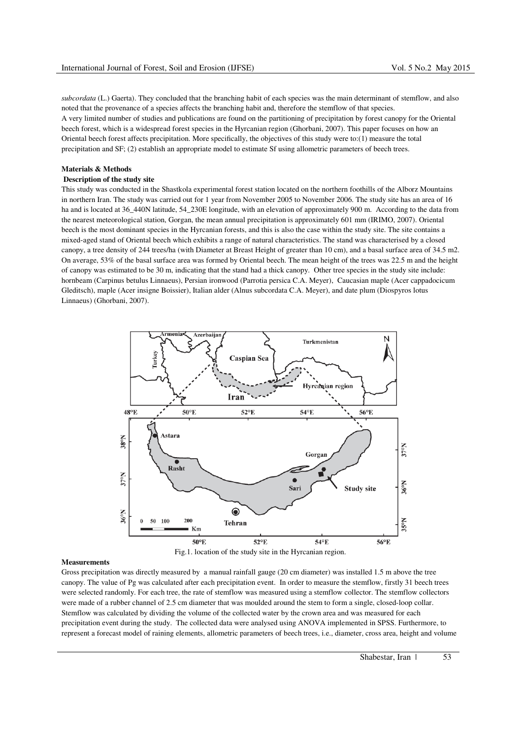*subcordata* (L.) Gaerta). They concluded that the branching habit of each species was the main determinant of stemflow, and also noted that the provenance of a species affects the branching habit and, therefore the stemflow of that species.
A very limited number of studies and publications are found on the partitioning of precipitation by forest canopy for the Oriental beech forest, which is a widespread forest species in the Hyrcanian region (Ghorbani, 2007). This paper focuses on how an Oriental beech forest affects precipitation. More specifically, the objectives of this study were to:(1) measure the total precipitation and SF; (2) establish an appropriate model to estimate Sf using allometric parameters of beech trees.

## Materials & Methods

### Description of the study site

This study was conducted in the Shastkola experimental forest station located on the northern foothills of the Alborz Mountains in northern Iran. The study was carried out for 1 year from November 2005 to November 2006. The study site has an area of 16 ha and is located at 36_440N latitude, 54_230E longitude, with an elevation of approximately 900 m. According to the data from the nearest meteorological station, Gorgan, the mean annual precipitation is approximately 601 mm (IRIMO, 2007). Oriental beech is the most dominant species in the Hyrcanian forests, and this is also the case within the study site. The site contains a mixed-aged stand of Oriental beech which exhibits a range of natural characteristics. The stand was characterised by a closed canopy, a tree density of 244 trees/ha (with Diameter at Breast Height of greater than 10 cm), and a basal surface area of 34.5 m2. On average, 53% of the basal surface area was formed by Oriental beech. The mean height of the trees was 22.5 m and the height of canopy was estimated to be 30 m, indicating that the stand had a thick canopy. Other tree species in the study site include: hornbeam (Carpinus betulus Linnaeus), Persian ironwood (Parrotia persica C.A. Meyer), Caucasian maple (Acer cappadocicum Gleditsch), maple (Acer insigne Boissier), Italian alder (Alnus subcordata C.A. Meyer), and date plum (Diospyros lotus Linnaeus) (Ghorbani, 2007).

Fig.1. location of the study site in the Hyrcanian region.

### Measurements

Gross precipitation was directly measured by a manual rainfall gauge (20 cm diameter) was installed 1.5 m above the tree canopy. The value of Pg was calculated after each precipitation event. In order to measure the stemflow, firstly 31 beech trees were selected randomly. For each tree, the rate of stemflow was measured using a stemflow collector. The stemflow collectors were made of a rubber channel of 2.5 cm diameter that was moulded around the stem to form a single, closed-loop collar. Stemflow was calculated by dividing the volume of the collected water by the crown area and was measured for each precipitation event during the study. The collected data were analysed using ANOVA implemented in SPSS. Furthermore, to represent a forecast model of raining elements, allometric parameters of beech trees, i.e., diameter, cross area, height and volume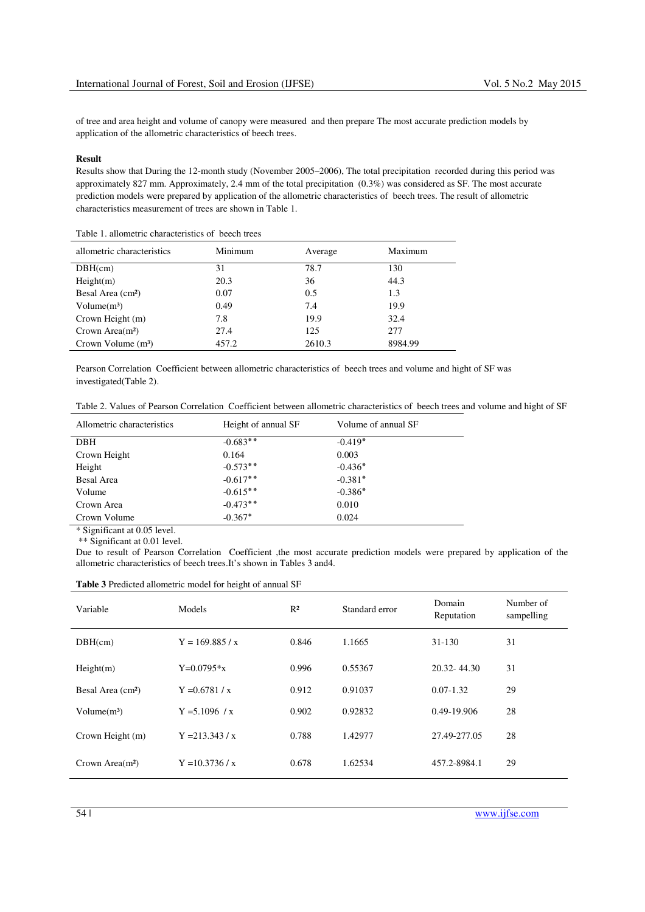of tree and area height and volume of canopy were measured and then prepare The most accurate prediction models by application of the allometric characteristics of beech trees.

**Result**

Results show that During the 12-month study (November 2005–2006), The total precipitation recorded during this period was approximately 827 mm. Approximately, 2.4 mm of the total precipitation (0.3%) was considered as SF. The most accurate prediction models were prepared by application of the allometric characteristics of beech trees. The result of allometric characteristics measurement of trees are shown in Table 1.

Table 1. allometric characteristics of beech trees

| allometric characteristics | Minimum | Average | Maximum |
|---|---|---|---|
| DBH(cm) | 31 | 78.7 | 130 |
| Height(m) | 20.3 | 36 | 44.3 |
| Besal Area ($cm^2$) | 0.07 | 0.5 | 1.3 |
| Volume($m^3$) | 0.49 | 7.4 | 19.9 |
| Crown Height (m) | 7.8 | 19.9 | 32.4 |
| Crown Area($m^2$) | 27.4 | 125 | 277 |
| Crown Volume ($m^3$) | 457.2 | 2610.3 | 8984.99 |

Pearson Correlation Coefficient between allometric characteristics of beech trees and volume and hight of SF was investigated(Table 2).

Table 2. Values of Pearson Correlation Coefficient between allometric characteristics of beech trees and volume and hight of SF

| Allometric characteristics | Height of annual SF | Volume of annual SF |
|---|---|---|
| DBH | -0.683** | -0.419* |
| Crown Height | 0.164 | 0.003 |
| Height | -0.573** | -0.436* |
| Besal Area | -0.617** | -0.381* |
| Volume | -0.615** | -0.386* |
| Crown Area | -0.473** | 0.010 |
| Crown Volume | -0.367* | 0.024 |

\* Significant at 0.05 level.
\** Significant at 0.01 level.

Due to result of Pearson Correlation Coefficient ,the most accurate prediction models were prepared by application of the allometric characteristics of beech trees.It's shown in Tables 3 and4.

**Table 3** Predicted allometric model for height of annual SF

| Variable | Models | $R^2$ | Standard error | Domain Reputation | Number of sampelling |
|---|---|---|---|---|---|
| DBH(cm) | Y = 169.885 / x | 0.846 | 1.1665 | 31-130 | 31 |
| Height(m) | Y=0.0795*x | 0.996 | 0.55367 | 20.32- 44.30 | 31 |
| Besal Area ($cm^2$) | Y =0.6781 / x | 0.912 | 0.91037 | 0.07-1.32 | 29 |
| Volume($m^3$) | Y =5.1096 / x | 0.902 | 0.92832 | 0.49-19.906 | 28 |
| Crown Height (m) | Y =213.343 / x | 0.788 | 1.42977 | 27.49-277.05 | 28 |
| Crown Area($m^2$) | Y =10.3736 / x | 0.678 | 1.62534 | 457.2-8984.1 | 29 |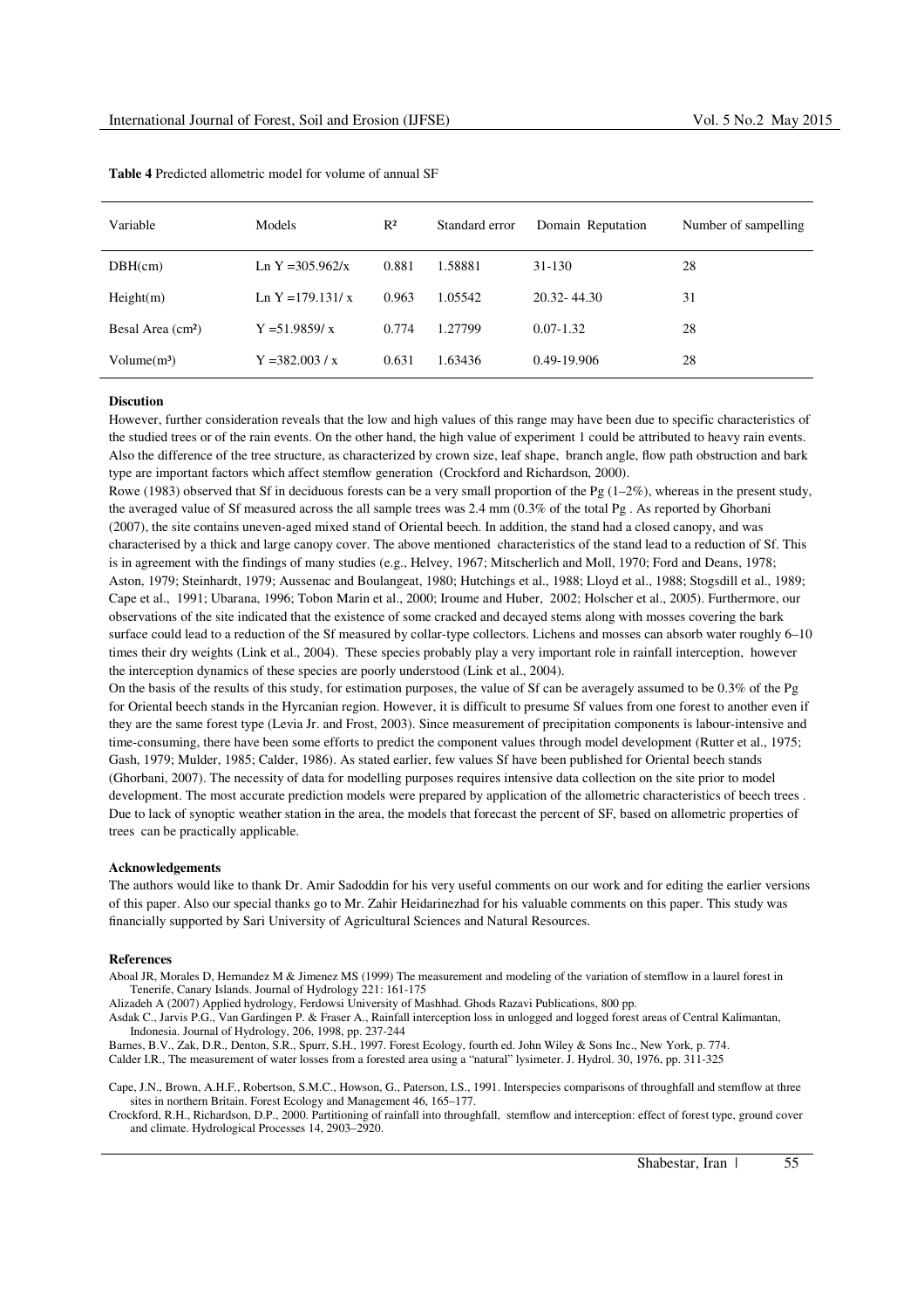**Table 4** Predicted allometric model for volume of annual SF

| Variable | Models | $R^2$ | Standard error | Domain Reputation | Number of sampelling |
|---|---|---|---|---|---|
| DBH(cm) | Ln Y =305.962/x | 0.881 | 1.58881 | 31-130 | 28 |
| Height(m) | Ln Y =179.131/ x | 0.963 | 1.05542 | 20.32- 44.30 | 31 |
| Besal Area ($cm^2$) | Y =51.9859/ x | 0.774 | 1.27799 | 0.07-1.32 | 28 |
| Volume($m^3$) | Y =382.003 / x | 0.631 | 1.63436 | 0.49-19.906 | 28 |

**Discution**

However, further consideration reveals that the low and high values of this range may have been due to specific characteristics of the studied trees or of the rain events. On the other hand, the high value of experiment 1 could be attributed to heavy rain events. Also the difference of the tree structure, as characterized by crown size, leaf shape, branch angle, flow path obstruction and bark type are important factors which affect stemflow generation (Crockford and Richardson, 2000).

Rowe (1983) observed that Sf in deciduous forests can be a very small proportion of the Pg (1–2%), whereas in the present study, the averaged value of Sf measured across the all sample trees was 2.4 mm (0.3% of the total Pg . As reported by Ghorbani (2007), the site contains uneven-aged mixed stand of Oriental beech. In addition, the stand had a closed canopy, and was characterised by a thick and large canopy cover. The above mentioned characteristics of the stand lead to a reduction of Sf. This is in agreement with the findings of many studies (e.g., Helvey, 1967; Mitscherlich and Moll, 1970; Ford and Deans, 1978; Aston, 1979; Steinhardt, 1979; Aussenac and Boulangeat, 1980; Hutchings et al., 1988; Lloyd et al., 1988; Stogsdill et al., 1989; Cape et al., 1991; Ubarana, 1996; Tobon Marin et al., 2000; Iroume and Huber, 2002; Holscher et al., 2005). Furthermore, our observations of the site indicated that the existence of some cracked and decayed stems along with mosses covering the bark surface could lead to a reduction of the Sf measured by collar-type collectors. Lichens and mosses can absorb water roughly 6–10 times their dry weights (Link et al., 2004). These species probably play a very important role in rainfall interception, however the interception dynamics of these species are poorly understood (Link et al., 2004).

On the basis of the results of this study, for estimation purposes, the value of Sf can be averagely assumed to be 0.3% of the Pg for Oriental beech stands in the Hyrcanian region. However, it is difficult to presume Sf values from one forest to another even if they are the same forest type (Levia Jr. and Frost, 2003). Since measurement of precipitation components is labour-intensive and time-consuming, there have been some efforts to predict the component values through model development (Rutter et al., 1975; Gash, 1979; Mulder, 1985; Calder, 1986). As stated earlier, few values Sf have been published for Oriental beech stands (Ghorbani, 2007). The necessity of data for modelling purposes requires intensive data collection on the site prior to model development. The most accurate prediction models were prepared by application of the allometric characteristics of beech trees . Due to lack of synoptic weather station in the area, the models that forecast the percent of SF, based on allometric properties of trees can be practically applicable.

**Acknowledgements**

The authors would like to thank Dr. Amir Sadoddin for his very useful comments on our work and for editing the earlier versions of this paper. Also our special thanks go to Mr. Zahir Heidarinezhad for his valuable comments on this paper. This study was financially supported by Sari University of Agricultural Sciences and Natural Resources.

**References**

Aboal JR, Morales D, Hernandez M & Jimenez MS (1999) The measurement and modeling of the variation of stemflow in a laurel forest in Tenerife, Canary Islands. Journal of Hydrology 221: 161-175

Alizadeh A (2007) Applied hydrology, Ferdowsi University of Mashhad. Ghods Razavi Publications, 800 pp.

Asdak C., Jarvis P.G., Van Gardingen P. & Fraser A., Rainfall interception loss in unlogged and logged forest areas of Central Kalimantan, Indonesia. Journal of Hydrology, 206, 1998, pp. 237-244

Barnes, B.V., Zak, D.R., Denton, S.R., Spurr, S.H., 1997. Forest Ecology, fourth ed. John Wiley & Sons Inc., New York, p. 774.

Calder I.R., The measurement of water losses from a forested area using a "natural" lysimeter. J. Hydrol. 30, 1976, pp. 311-325

Cape, J.N., Brown, A.H.F., Robertson, S.M.C., Howson, G., Paterson, I.S., 1991. Interspecies comparisons of throughfall and stemflow at three sites in northern Britain. Forest Ecology and Management 46, 165–177.

Crockford, R.H., Richardson, D.P., 2000. Partitioning of rainfall into throughfall, stemflow and interception: effect of forest type, ground cover and climate. Hydrological Processes 14, 2903–2920.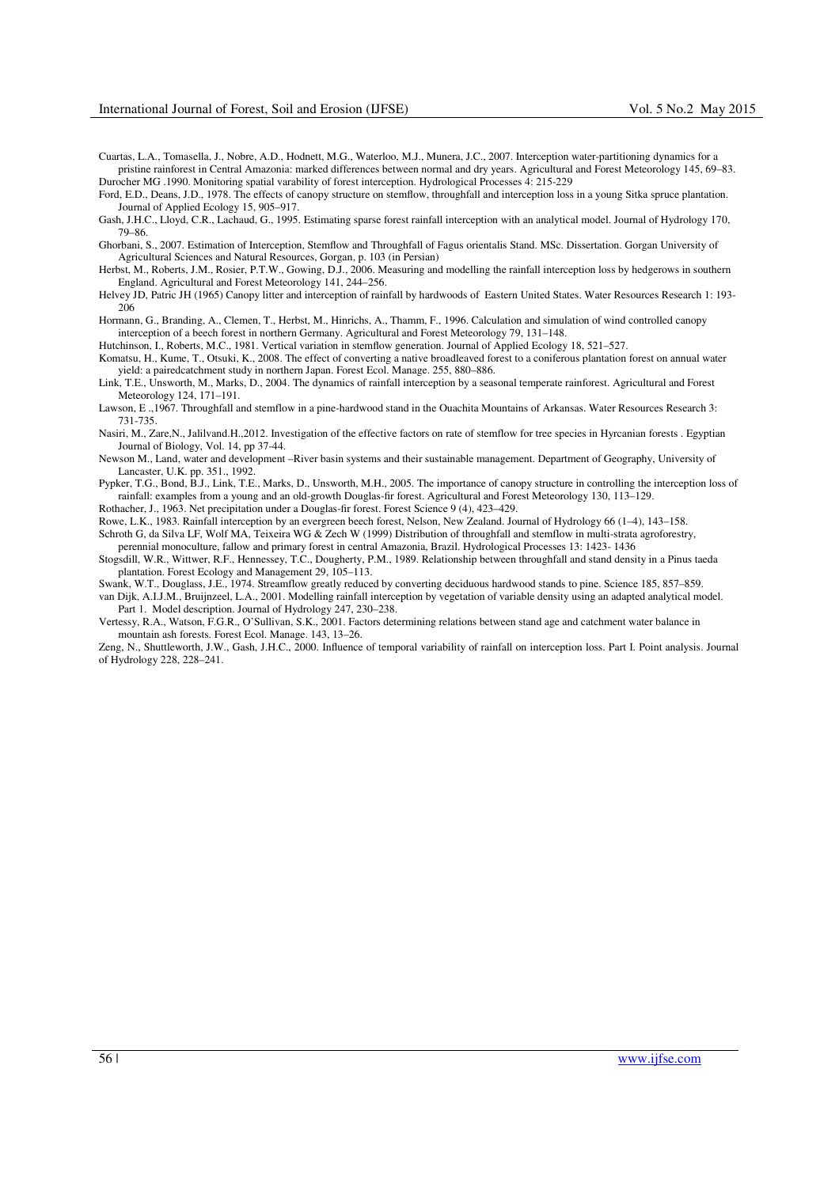Cuartas, L.A., Tomasella, J., Nobre, A.D., Hodnett, M.G., Waterloo, M.J., Munera, J.C., 2007. Interception water-partitioning dynamics for a pristine rainforest in Central Amazonia: marked differences between normal and dry years. Agricultural and Forest Meteorology 145, 69–83.

Durocher MG .1990. Monitoring spatial variability of forest interception. Hydrological Processes 4: 215-229

Ford, E.D., Deans, J.D., 1978. The effects of canopy structure on stemflow, throughfall and interception loss in a young Sitka spruce plantation. Journal of Applied Ecology 15, 905–917.

Gash, J.H.C., Lloyd, C.R., Lachaud, G., 1995. Estimating sparse forest rainfall interception with an analytical model. Journal of Hydrology 170, 79–86.

Ghorbani, S., 2007. Estimation of Interception, Stemflow and Throughfall of Fagus orientalis Stand. MSc. Dissertation. Gorgan University of Agricultural Sciences and Natural Resources, Gorgan, p. 103 (in Persian)

Herbst, M., Roberts, J.M., Rosier, P.T.W., Gowing, D.J., 2006. Measuring and modelling the rainfall interception loss by hedgerows in southern England. Agricultural and Forest Meteorology 141, 244–256.

Helvey JD, Patric JH (1965) Canopy litter and interception of rainfall by hardwoods of Eastern United States. Water Resources Research 1: 193-206

Hormann, G., Branding, A., Clemen, T., Herbst, M., Hinrichs, A., Thamm, F., 1996. Calculation and simulation of wind controlled canopy interception of a beech forest in northern Germany. Agricultural and Forest Meteorology 79, 131–148.

Hutchinson, I., Roberts, M.C., 1981. Vertical variation in stemflow generation. Journal of Applied Ecology 18, 521–527.

Komatsu, H., Kume, T., Otsuki, K., 2008. The effect of converting a native broadleaved forest to a coniferous plantation forest on annual water yield: a pairedcatchment study in northern Japan. Forest Ecol. Manage. 255, 880–886.

Link, T.E., Unsworth, M., Marks, D., 2004. The dynamics of rainfall interception by a seasonal temperate rainforest. Agricultural and Forest Meteorology 124, 171–191.

Lawson, E .,1967. Throughfall and stemflow in a pine-hardwood stand in the Ouachita Mountains of Arkansas. Water Resources Research 3: 731-735.

Nasiri, M., Zare,N., Jalilvand.H.,2012. Investigation of the effective factors on rate of stemflow for tree species in Hyrcanian forests . Egyptian Journal of Biology, Vol. 14, pp 37-44.

Newson M., Land, water and development –River basin systems and their sustainable management. Department of Geography, University of Lancaster, U.K. pp. 351., 1992.

Pypker, T.G., Bond, B.J., Link, T.E., Marks, D., Unsworth, M.H., 2005. The importance of canopy structure in controlling the interception loss of rainfall: examples from a young and an old-growth Douglas-fir forest. Agricultural and Forest Meteorology 130, 113–129.

Rothacher, J., 1963. Net precipitation under a Douglas-fir forest. Forest Science 9 (4), 423–429.

Rowe, L.K., 1983. Rainfall interception by an evergreen beech forest, Nelson, New Zealand. Journal of Hydrology 66 (1–4), 143–158.

Schroth G, da Silva LF, Wolf MA, Teixeira WG & Zech W (1999) Distribution of throughfall and stemflow in multi-strata agroforestry, perennial monoculture, fallow and primary forest in central Amazonia, Brazil. Hydrological Processes 13: 1423- 1436

Stogsdill, W.R., Wittwer, R.F., Hennessey, T.C., Dougherty, P.M., 1989. Relationship between throughfall and stand density in a Pinus taeda plantation. Forest Ecology and Management 29, 105–113.

Swank, W.T., Douglass, J.E., 1974. Streamflow greatly reduced by converting deciduous hardwood stands to pine. Science 185, 857–859.

van Dijk, A.I.J.M., Bruijnzeel, L.A., 2001. Modelling rainfall interception by vegetation of variable density using an adapted analytical model. Part 1. Model description. Journal of Hydrology 247, 230–238.

Vertessy, R.A., Watson, F.G.R., O'Sullivan, S.K., 2001. Factors determining relations between stand age and catchment water balance in mountain ash forests. Forest Ecol. Manage. 143, 13–26.

Zeng, N., Shuttleworth, J.W., Gash, J.H.C., 2000. Influence of temporal variability of rainfall on interception loss. Part I. Point analysis. Journal of Hydrology 228, 228–241.